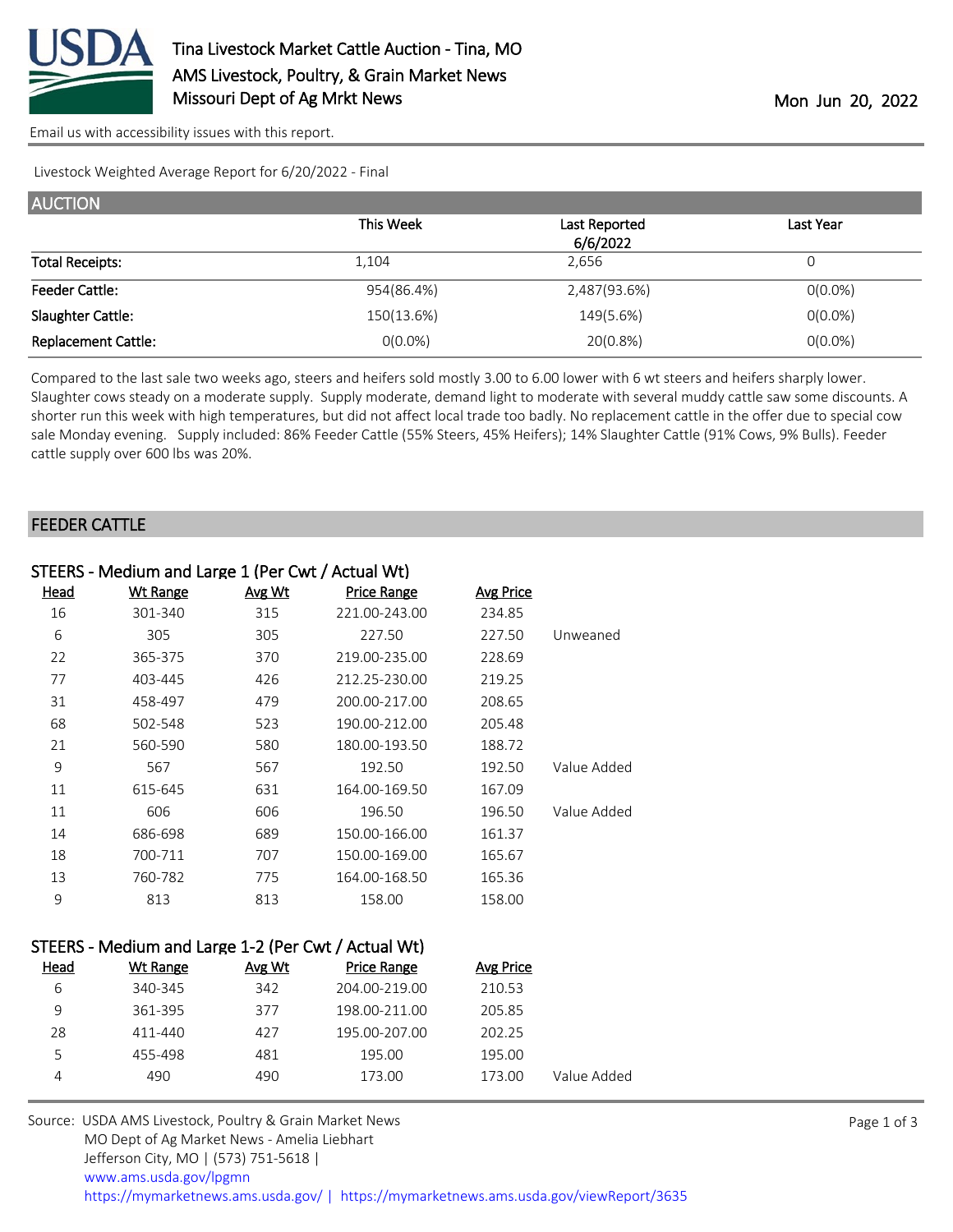# Tina Livestock Market Cattle Auction - Tina, MO

AMS Livestock, Poultry, & Grain Market News
Missouri Dept of Ag Mrkt News

Mon Jun 20, 2022

Email us with accessibility issues with this report.

Livestock Weighted Average Report for 6/20/2022 - Final

## AUCTION

| | This Week | Last Reported 6/6/2022 | Last Year |
|---|---|---|---|
| Total Receipts: | 1,104 | 2,656 | 0 |
| Feeder Cattle: | 954(86.4%) | 2,487(93.6%) | 0(0.0%) |
| Slaughter Cattle: | 150(13.6%) | 149(5.6%) | 0(0.0%) |
| Replacement Cattle: | 0(0.0%) | 20(0.8%) | 0(0.0%) |

Compared to the last sale two weeks ago, steers and heifers sold mostly 3.00 to 6.00 lower with 6 wt steers and heifers sharply lower. Slaughter cows steady on a moderate supply. Supply moderate, demand light to moderate with several muddy cattle saw some discounts. A shorter run this week with high temperatures, but did not affect local trade too badly. No replacement cattle in the offer due to special cow sale Monday evening. Supply included: 86% Feeder Cattle (55% Steers, 45% Heifers); 14% Slaughter Cattle (91% Cows, 9% Bulls). Feeder cattle supply over 600 lbs was 20%.

## FEEDER CATTLE

### STEERS - Medium and Large 1 (Per Cwt / Actual Wt)

| Head | Wt Range | Avg Wt | Price Range | Avg Price | |
|---|---|---|---|---|---|
| 16 | 301-340 | 315 | 221.00-243.00 | 234.85 | |
| 6 | 305 | 305 | 227.50 | 227.50 | Unweaned |
| 22 | 365-375 | 370 | 219.00-235.00 | 228.69 | |
| 77 | 403-445 | 426 | 212.25-230.00 | 219.25 | |
| 31 | 458-497 | 479 | 200.00-217.00 | 208.65 | |
| 68 | 502-548 | 523 | 190.00-212.00 | 205.48 | |
| 21 | 560-590 | 580 | 180.00-193.50 | 188.72 | |
| 9 | 567 | 567 | 192.50 | 192.50 | Value Added |
| 11 | 615-645 | 631 | 164.00-169.50 | 167.09 | |
| 11 | 606 | 606 | 196.50 | 196.50 | Value Added |
| 14 | 686-698 | 689 | 150.00-166.00 | 161.37 | |
| 18 | 700-711 | 707 | 150.00-169.00 | 165.67 | |
| 13 | 760-782 | 775 | 164.00-168.50 | 165.36 | |
| 9 | 813 | 813 | 158.00 | 158.00 | |

### STEERS - Medium and Large 1-2 (Per Cwt / Actual Wt)

| Head | Wt Range | Avg Wt | Price Range | Avg Price | |
|---|---|---|---|---|---|
| 6 | 340-345 | 342 | 204.00-219.00 | 210.53 | |
| 9 | 361-395 | 377 | 198.00-211.00 | 205.85 | |
| 28 | 411-440 | 427 | 195.00-207.00 | 202.25 | |
| 5 | 455-498 | 481 | 195.00 | 195.00 | |
| 4 | 490 | 490 | 173.00 | 173.00 | Value Added |

Source: USDA AMS Livestock, Poultry & Grain Market News
MO Dept of Ag Market News - Amelia Liebhart
Jefferson City, MO | (573) 751-5618 |
www.ams.usda.gov/lpgmn
https://mymarketnews.ams.usda.gov/ | https://mymarketnews.ams.usda.gov/viewReport/3635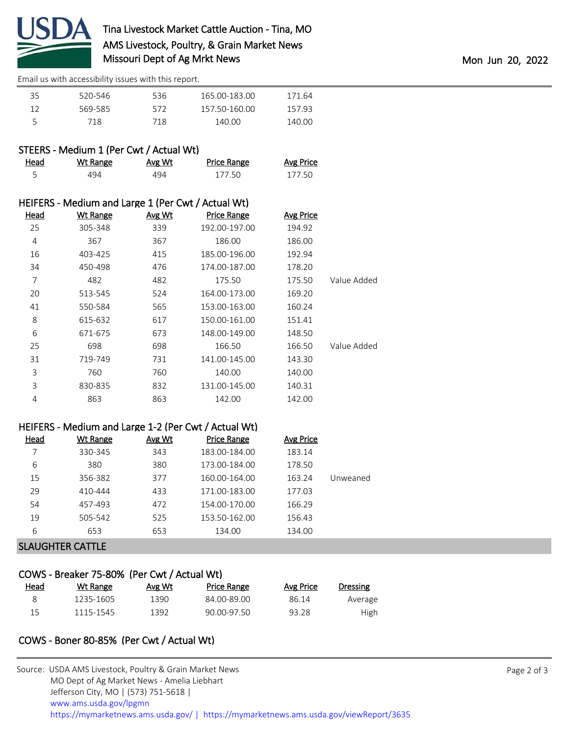| Head | Wt Range | Avg Wt | Price Range | Avg Price | |
|---|---|---|---|---|---|
| 35 | 520-546 | 536 | 165.00-183.00 | 171.64 | |
| 12 | 569-585 | 572 | 157.50-160.00 | 157.93 | |
| 5 | 718 | 718 | 140.00 | 140.00 | |

### STEERS - Medium 1 (Per Cwt / Actual Wt)

| Head | Wt Range | Avg Wt | Price Range | Avg Price |
|---|---|---|---|---|
| 5 | 494 | 494 | 177.50 | 177.50 |

### HEIFERS - Medium and Large 1 (Per Cwt / Actual Wt)

| Head | Wt Range | Avg Wt | Price Range | Avg Price | |
|---|---|---|---|---|---|
| 25 | 305-348 | 339 | 192.00-197.00 | 194.92 | |
| 4 | 367 | 367 | 186.00 | 186.00 | |
| 16 | 403-425 | 415 | 185.00-196.00 | 192.94 | |
| 34 | 450-498 | 476 | 174.00-187.00 | 178.20 | |
| 7 | 482 | 482 | 175.50 | 175.50 | Value Added |
| 20 | 513-545 | 524 | 164.00-173.00 | 169.20 | |
| 41 | 550-584 | 565 | 153.00-163.00 | 160.24 | |
| 8 | 615-632 | 617 | 150.00-161.00 | 151.41 | |
| 6 | 671-675 | 673 | 148.00-149.00 | 148.50 | |
| 25 | 698 | 698 | 166.50 | 166.50 | Value Added |
| 31 | 719-749 | 731 | 141.00-145.00 | 143.30 | |
| 3 | 760 | 760 | 140.00 | 140.00 | |
| 3 | 830-835 | 832 | 131.00-145.00 | 140.31 | |
| 4 | 863 | 863 | 142.00 | 142.00 | |

### HEIFERS - Medium and Large 1-2 (Per Cwt / Actual Wt)

| Head | Wt Range | Avg Wt | Price Range | Avg Price | |
|---|---|---|---|---|---|
| 7 | 330-345 | 343 | 183.00-184.00 | 183.14 | |
| 6 | 380 | 380 | 173.00-184.00 | 178.50 | |
| 15 | 356-382 | 377 | 160.00-164.00 | 163.24 | Unweaned |
| 29 | 410-444 | 433 | 171.00-183.00 | 177.03 | |
| 54 | 457-493 | 472 | 154.00-170.00 | 166.29 | |
| 19 | 505-542 | 525 | 153.50-162.00 | 156.43 | |
| 6 | 653 | 653 | 134.00 | 134.00 | |

## SLAUGHTER CATTLE

### COWS - Breaker 75-80% (Per Cwt / Actual Wt)

| Head | Wt Range | Avg Wt | Price Range | Avg Price | Dressing |
|---|---|---|---|---|---|
| 8 | 1235-1605 | 1390 | 84.00-89.00 | 86.14 | Average |
| 15 | 1115-1545 | 1392 | 90.00-97.50 | 93.28 | High |

### COWS - Boner 80-85% (Per Cwt / Actual Wt)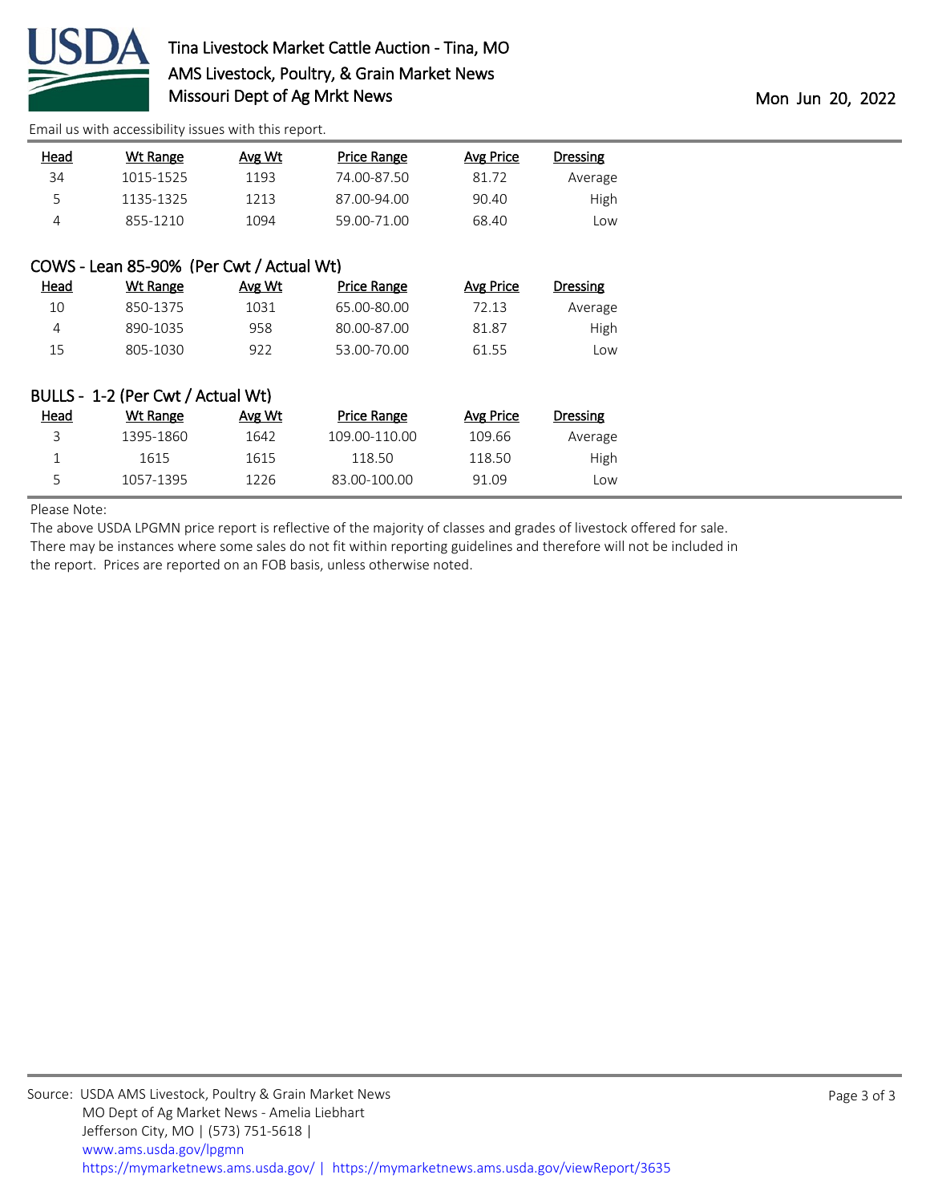| Head | Wt Range | Avg Wt | Price Range | Avg Price | Dressing |
|---|---|---|---|---|---|
| 34 | 1015-1525 | 1193 | 74.00-87.50 | 81.72 | Average |
| 5 | 1135-1325 | 1213 | 87.00-94.00 | 90.40 | High |
| 4 | 855-1210 | 1094 | 59.00-71.00 | 68.40 | Low |

## COWS - Lean 85-90% (Per Cwt / Actual Wt)

| Head | Wt Range | Avg Wt | Price Range | Avg Price | Dressing |
|---|---|---|---|---|---|
| 10 | 850-1375 | 1031 | 65.00-80.00 | 72.13 | Average |
| 4 | 890-1035 | 958 | 80.00-87.00 | 81.87 | High |
| 15 | 805-1030 | 922 | 53.00-70.00 | 61.55 | Low |

## BULLS - 1-2 (Per Cwt / Actual Wt)

| Head | Wt Range | Avg Wt | Price Range | Avg Price | Dressing |
|---|---|---|---|---|---|
| 3 | 1395-1860 | 1642 | 109.00-110.00 | 109.66 | Average |
| 1 | 1615 | 1615 | 118.50 | 118.50 | High |
| 5 | 1057-1395 | 1226 | 83.00-100.00 | 91.09 | Low |

Please Note:

The above USDA LPGMN price report is reflective of the majority of classes and grades of livestock offered for sale. There may be instances where some sales do not fit within reporting guidelines and therefore will not be included in the report. Prices are reported on an FOB basis, unless otherwise noted.

Source: USDA AMS Livestock, Poultry & Grain Market News
MO Dept of Ag Market News - Amelia Liebhart
Jefferson City, MO | (573) 751-5618 |
www.ams.usda.gov/lpgmn
https://mymarketnews.ams.usda.gov/ | https://mymarketnews.ams.usda.gov/viewReport/3635